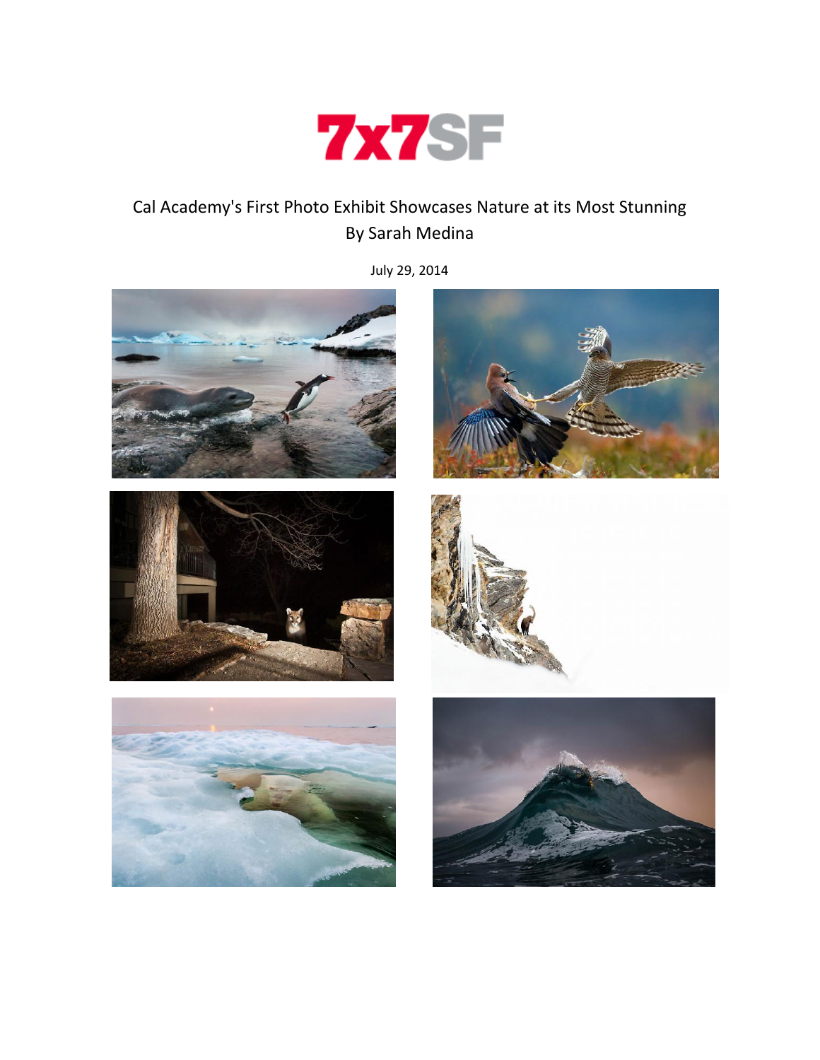7x7SF

Cal Academy's First Photo Exhibit Showcases Nature at its Most Stunning
By Sarah Medina

July 29, 2014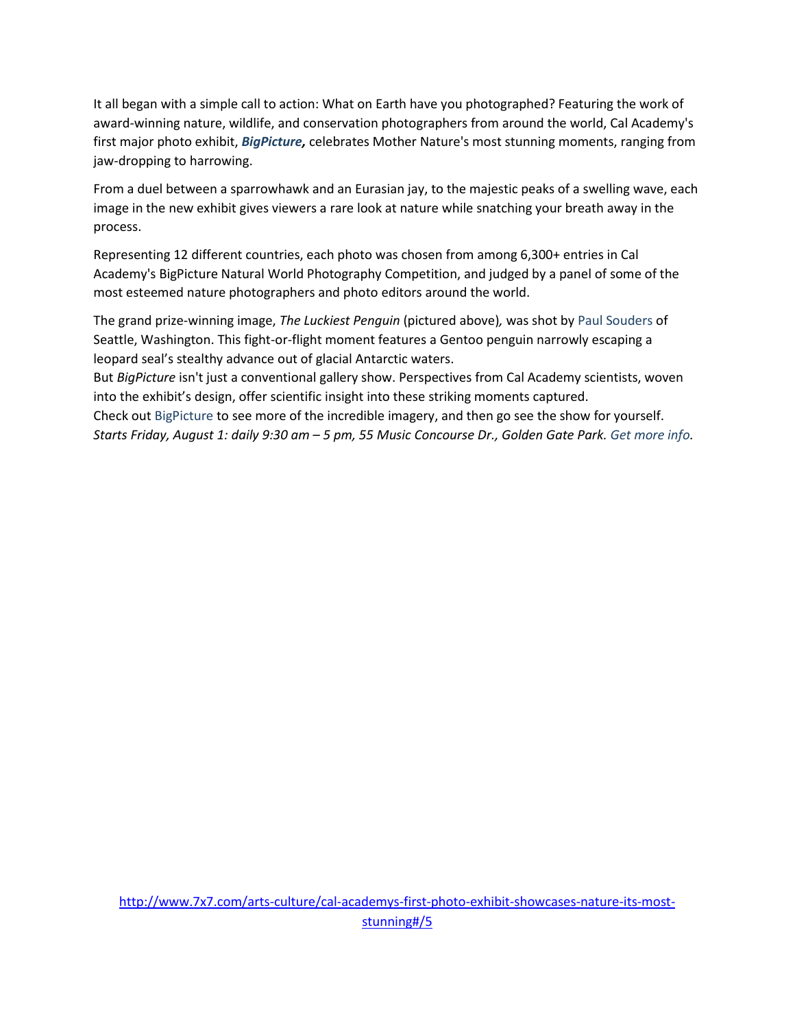It all began with a simple call to action: What on Earth have you photographed? Featuring the work of award-winning nature, wildlife, and conservation photographers from around the world, Cal Academy's first major photo exhibit, ***BigPicture,*** celebrates Mother Nature's most stunning moments, ranging from jaw-dropping to harrowing.

From a duel between a sparrowhawk and an Eurasian jay, to the majestic peaks of a swelling wave, each image in the new exhibit gives viewers a rare look at nature while snatching your breath away in the process.

Representing 12 different countries, each photo was chosen from among 6,300+ entries in Cal Academy's BigPicture Natural World Photography Competition, and judged by a panel of some of the most esteemed nature photographers and photo editors around the world.

The grand prize-winning image, *The Luckiest Penguin* (pictured above)*,* was shot by Paul Souders of Seattle, Washington. This fight-or-flight moment features a Gentoo penguin narrowly escaping a leopard seal's stealthy advance out of glacial Antarctic waters.

But *BigPicture* isn't just a conventional gallery show. Perspectives from Cal Academy scientists, woven into the exhibit's design, offer scientific insight into these striking moments captured.

Check out BigPicture to see more of the incredible imagery, and then go see the show for yourself.

*Starts Friday, August 1: daily 9:30 am – 5 pm, 55 Music Concourse Dr., Golden Gate Park. Get more info.*

http://www.7x7.com/arts-culture/cal-academys-first-photo-exhibit-showcases-nature-its-most-stunning#/5